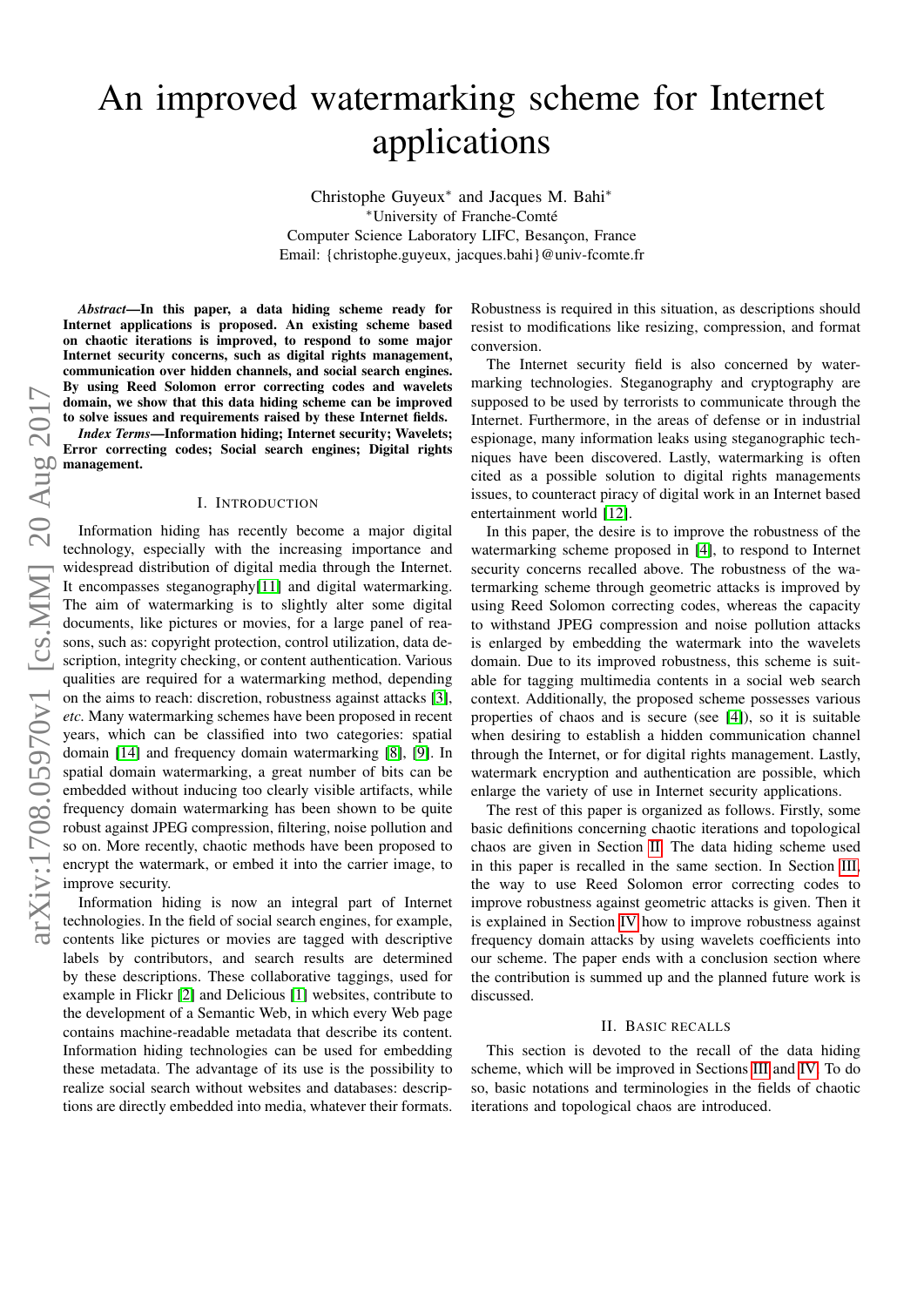# An improved watermarking scheme for Internet applications

Christophe Guyeux* and Jacques M. Bahi*

*University of Franche-Comté

Computer Science Laboratory LIFC, Besançon, France

Email: {christophe.guyeux, jacques.bahi}@univ-fcomte.fr

***Abstract*—In this paper, a data hiding scheme ready for Internet applications is proposed. An existing scheme based on chaotic iterations is improved, to respond to some major Internet security concerns, such as digital rights management, communication over hidden channels, and social search engines. By using Reed Solomon error correcting codes and wavelets domain, we show that this data hiding scheme can be improved to solve issues and requirements raised by these Internet fields.**

***Index Terms*—Information hiding; Internet security; Wavelets; Error correcting codes; Social search engines; Digital rights management.**

## I. Introduction

Information hiding has recently become a major digital technology, especially with the increasing importance and widespread distribution of digital media through the Internet. It encompasses steganography[11] and digital watermarking. The aim of watermarking is to slightly alter some digital documents, like pictures or movies, for a large panel of reasons, such as: copyright protection, control utilization, data description, integrity checking, or content authentication. Various qualities are required for a watermarking method, depending on the aims to reach: discretion, robustness against attacks [3], *etc*. Many watermarking schemes have been proposed in recent years, which can be classified into two categories: spatial domain [14] and frequency domain watermarking [8], [9]. In spatial domain watermarking, a great number of bits can be embedded without inducing too clearly visible artifacts, while frequency domain watermarking has been shown to be quite robust against JPEG compression, filtering, noise pollution and so on. More recently, chaotic methods have been proposed to encrypt the watermark, or embed it into the carrier image, to improve security.

Information hiding is now an integral part of Internet technologies. In the field of social search engines, for example, contents like pictures or movies are tagged with descriptive labels by contributors, and search results are determined by these descriptions. These collaborative taggings, used for example in Flickr [2] and Delicious [1] websites, contribute to the development of a Semantic Web, in which every Web page contains machine-readable metadata that describe its content. Information hiding technologies can be used for embedding these metadata. The advantage of its use is the possibility to realize social search without websites and databases: descriptions are directly embedded into media, whatever their formats. Robustness is required in this situation, as descriptions should resist to modifications like resizing, compression, and format conversion.

The Internet security field is also concerned by watermarking technologies. Steganography and cryptography are supposed to be used by terrorists to communicate through the Internet. Furthermore, in the areas of defense or in industrial espionage, many information leaks using steganographic techniques have been discovered. Lastly, watermarking is often cited as a possible solution to digital rights managements issues, to counteract piracy of digital work in an Internet based entertainment world [12].

In this paper, the desire is to improve the robustness of the watermarking scheme proposed in [4], to respond to Internet security concerns recalled above. The robustness of the watermarking scheme through geometric attacks is improved by using Reed Solomon correcting codes, whereas the capacity to withstand JPEG compression and noise pollution attacks is enlarged by embedding the watermark into the wavelets domain. Due to its improved robustness, this scheme is suitable for tagging multimedia contents in a social web search context. Additionally, the proposed scheme possesses various properties of chaos and is secure (see [4]), so it is suitable when desiring to establish a hidden communication channel through the Internet, or for digital rights management. Lastly, watermark encryption and authentication are possible, which enlarge the variety of use in Internet security applications.

The rest of this paper is organized as follows. Firstly, some basic definitions concerning chaotic iterations and topological chaos are given in Section II. The data hiding scheme used in this paper is recalled in the same section. In Section III, the way to use Reed Solomon error correcting codes to improve robustness against geometric attacks is given. Then it is explained in Section IV how to improve robustness against frequency domain attacks by using wavelets coefficients into our scheme. The paper ends with a conclusion section where the contribution is summed up and the planned future work is discussed.

## II. Basic recalls

This section is devoted to the recall of the data hiding scheme, which will be improved in Sections III and IV. To do so, basic notations and terminologies in the fields of chaotic iterations and topological chaos are introduced.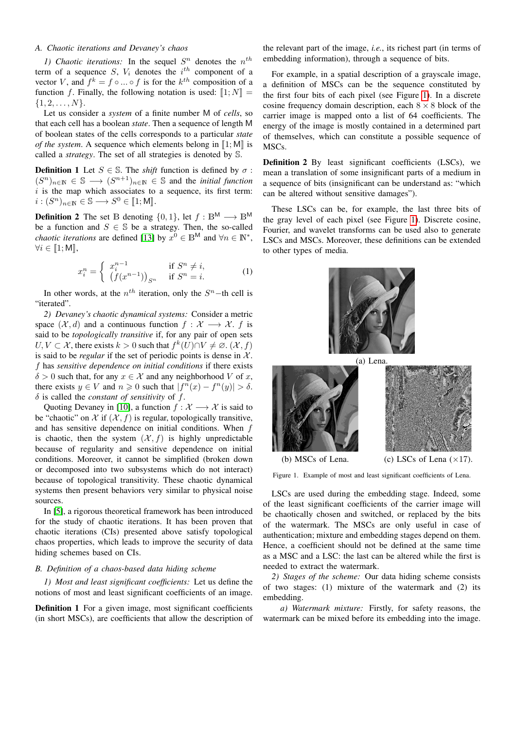### A. Chaotic iterations and Devaney's chaos

*1) Chaotic iterations:* In the sequel $S^n$ denotes the $n^{th}$ term of a sequence $S$, $V_i$ denotes the $i^{th}$ component of a vector $V$, and $f^k = f \circ ... \circ f$ is for the $k^{th}$ composition of a function $f$. Finally, the following notation is used: $[\![1; N]\!] = \{1, 2, \dots, N\}$.

Let us consider a *system* of a finite number $\mathsf{M}$ of *cells*, so that each cell has a boolean *state*. Then a sequence of length $\mathsf{M}$ of boolean states of the cells corresponds to a particular *state of the system*. A sequence which elements belong in $[\![1; \mathsf{M}]\!]$ is called a *strategy*. The set of all strategies is denoted by $\mathbb{S}$.

**Definition 1** Let $S \in \mathbb{S}$. The *shift* function is defined by $\sigma : (S^n)_{n\in\mathbb{N}} \in \mathbb{S} \longrightarrow (S^{n+1})_{n\in\mathbb{N}} \in \mathbb{S}$ and the *initial function* $i$ is the map which associates to a sequence, its first term: $i : (S^n)_{n\in\mathbb{N}} \in \mathbb{S} \longrightarrow S^0 \in [\![1; \mathsf{M}]\!]$.

**Definition 2** The set $\mathbb{B}$ denoting $\{0, 1\}$, let $f : \mathbb{B}^{\mathsf{M}} \longrightarrow \mathbb{B}^{\mathsf{M}}$ be a function and $S \in \mathbb{S}$ be a strategy. Then, the so-called *chaotic iterations* are defined [13] by $x^0 \in \mathbb{B}^{\mathsf{M}}$ and $\forall n \in \mathbb{N}^*$, $\forall i \in [\![1; \mathsf{M}]\!]$,

$$x_i^n = \begin{cases} x_i^{n-1} & \text{if } S^n \neq i, \\ \left(f(x^{n-1})\right)_{S^n} & \text{if } S^n = i. \end{cases} \tag{1}$$

In other words, at the $n^{th}$ iteration, only the $S^n-$th cell is "iterated".

*2) Devaney's chaotic dynamical systems:* Consider a metric space $(\mathcal{X}, d)$ and a continuous function $f : \mathcal{X} \longrightarrow \mathcal{X}$. $f$ is said to be *topologically transitive* if, for any pair of open sets $U, V \subset \mathcal{X}$, there exists $k > 0$ such that $f^k(U) \cap V \neq \varnothing$. $(\mathcal{X}, f)$ is said to be *regular* if the set of periodic points is dense in $\mathcal{X}$. $f$ has *sensitive dependence on initial conditions* if there exists $\delta > 0$ such that, for any $x \in \mathcal{X}$ and any neighborhood $V$ of $x$, there exists $y \in V$ and $n \geqslant 0$ such that $|f^n(x) - f^n(y)| > \delta$. $\delta$ is called the *constant of sensitivity* of $f$.

Quoting Devaney in [10], a function $f : \mathcal{X} \longrightarrow \mathcal{X}$ is said to be "chaotic" on $\mathcal{X}$ if $(\mathcal{X}, f)$ is regular, topologically transitive, and has sensitive dependence on initial conditions. When $f$ is chaotic, then the system $(\mathcal{X}, f)$ is highly unpredictable because of regularity and sensitive dependence on initial conditions. Moreover, it cannot be simplified (broken down or decomposed into two subsystems which do not interact) because of topological transitivity. These chaotic dynamical systems then present behaviors very similar to physical noise sources.

In [5], a rigorous theoretical framework has been introduced for the study of chaotic iterations. It has been proven that chaotic iterations (CIs) presented above satisfy topological chaos properties, which leads to improve the security of data hiding schemes based on CIs.

### B. Definition of a chaos-based data hiding scheme

*1) Most and least significant coefficients:* Let us define the notions of most and least significant coefficients of an image.

**Definition 1** For a given image, most significant coefficients (in short MSCs), are coefficients that allow the description of the relevant part of the image, *i.e.*, its richest part (in terms of embedding information), through a sequence of bits.

For example, in a spatial description of a grayscale image, a definition of MSCs can be the sequence constituted by the first four bits of each pixel (see Figure 1). In a discrete cosine frequency domain description, each $8 \times 8$ block of the carrier image is mapped onto a list of 64 coefficients. The energy of the image is mostly contained in a determined part of themselves, which can constitute a possible sequence of MSCs.

**Definition 2** By least significant coefficients (LSCs), we mean a translation of some insignificant parts of a medium in a sequence of bits (insignificant can be understand as: "which can be altered without sensitive damages").

These LSCs can be, for example, the last three bits of the gray level of each pixel (see Figure 1). Discrete cosine, Fourier, and wavelet transforms can be used also to generate LSCs and MSCs. Moreover, these definitions can be extended to other types of media.

(a) Lena.

(b) MSCs of Lena.

(c) LSCs of Lena ($\times 17$).

Figure 1. Example of most and least significant coefficients of Lena.

LSCs are used during the embedding stage. Indeed, some of the least significant coefficients of the carrier image will be chaotically chosen and switched, or replaced by the bits of the watermark. The MSCs are only useful in case of authentication; mixture and embedding stages depend on them. Hence, a coefficient should not be defined at the same time as a MSC and a LSC: the last can be altered while the first is needed to extract the watermark.

*2) Stages of the scheme:* Our data hiding scheme consists of two stages: (1) mixture of the watermark and (2) its embedding.

*a) Watermark mixture:* Firstly, for safety reasons, the watermark can be mixed before its embedding into the image.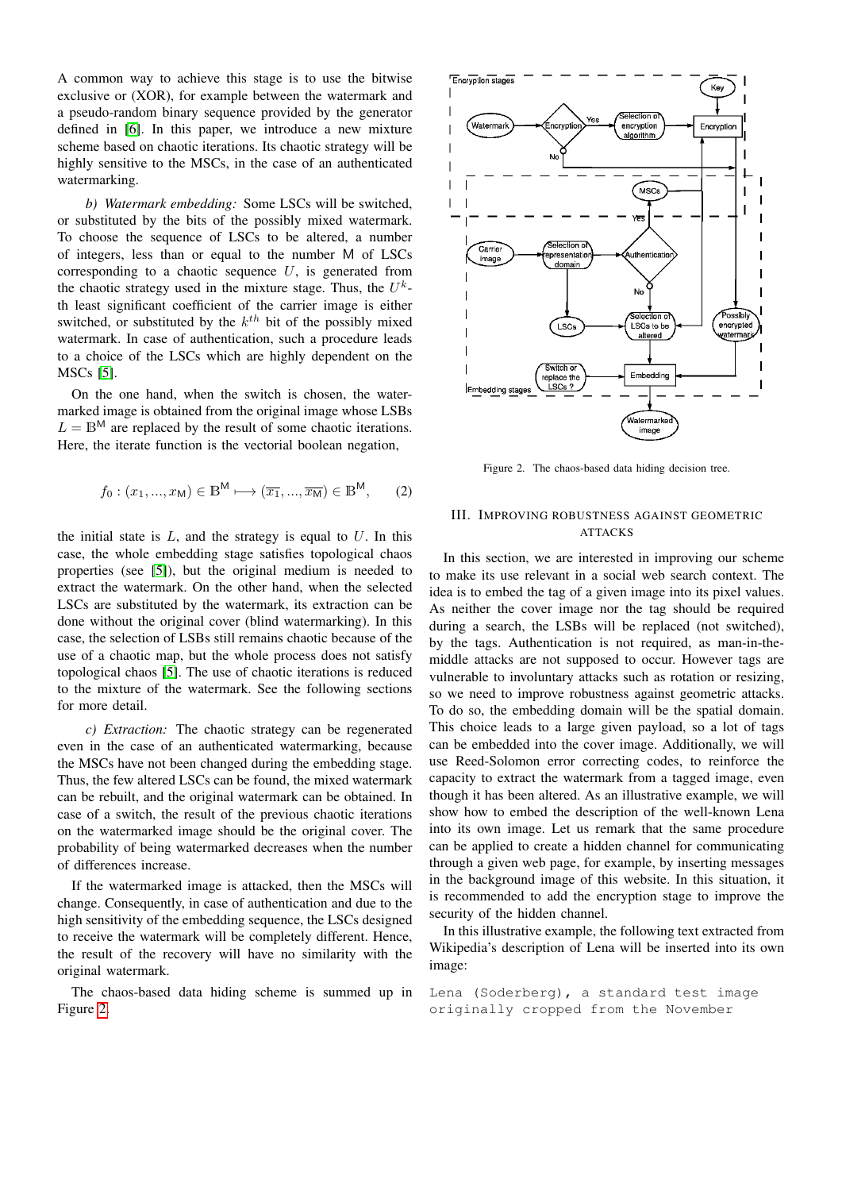A common way to achieve this stage is to use the bitwise exclusive or (XOR), for example between the watermark and a pseudo-random binary sequence provided by the generator defined in [6]. In this paper, we introduce a new mixture scheme based on chaotic iterations. Its chaotic strategy will be highly sensitive to the MSCs, in the case of an authenticated watermarking.

*b) Watermark embedding:* Some LSCs will be switched, or substituted by the bits of the possibly mixed watermark. To choose the sequence of LSCs to be altered, a number of integers, less than or equal to the number $\mathsf{M}$ of LSCs corresponding to a chaotic sequence $U$, is generated from the chaotic strategy used in the mixture stage. Thus, the $U^k$-th least significant coefficient of the carrier image is either switched, or substituted by the $k^{th}$ bit of the possibly mixed watermark. In case of authentication, such a procedure leads to a choice of the LSCs which are highly dependent on the MSCs [5].

On the one hand, when the switch is chosen, the watermarked image is obtained from the original image whose LSBs $L = \mathbb{B}^{\mathsf{M}}$ are replaced by the result of some chaotic iterations. Here, the iterate function is the vectorial boolean negation,

$$f_0 : (x_1, ..., x_{\mathsf{M}}) \in \mathbb{B}^{\mathsf{M}} \longmapsto (\overline{x_1}, ..., \overline{x_{\mathsf{M}}}) \in \mathbb{B}^{\mathsf{M}}, \qquad (2)$$

the initial state is $L$, and the strategy is equal to $U$. In this case, the whole embedding stage satisfies topological chaos properties (see [5]), but the original medium is needed to extract the watermark. On the other hand, when the selected LSCs are substituted by the watermark, its extraction can be done without the original cover (blind watermarking). In this case, the selection of LSBs still remains chaotic because of the use of a chaotic map, but the whole process does not satisfy topological chaos [5]. The use of chaotic iterations is reduced to the mixture of the watermark. See the following sections for more detail.

*c) Extraction:* The chaotic strategy can be regenerated even in the case of an authenticated watermarking, because the MSCs have not been changed during the embedding stage. Thus, the few altered LSCs can be found, the mixed watermark can be rebuilt, and the original watermark can be obtained. In case of a switch, the result of the previous chaotic iterations on the watermarked image should be the original cover. The probability of being watermarked decreases when the number of differences increase.

If the watermarked image is attacked, then the MSCs will change. Consequently, in case of authentication and due to the high sensitivity of the embedding sequence, the LSCs designed to receive the watermark will be completely different. Hence, the result of the recovery will have no similarity with the original watermark.

The chaos-based data hiding scheme is summed up in Figure 2.

Encryption stages
Key
Watermark
Encryption
Yes
Selection of encryption algorithm
Encryption
No
MSCs
Yes
Carrier image
Selection of representation domain
Authentication
No
LSCs
Selection of LSCs to be altered
Possibly encrypted watermark
Switch or replace the LSCs ?
Embedding
Embedding stages
Watermarked image

Figure 2. The chaos-based data hiding decision tree.

## III. Improving robustness against geometric attacks

In this section, we are interested in improving our scheme to make its use relevant in a social web search context. The idea is to embed the tag of a given image into its pixel values. As neither the cover image nor the tag should be required during a search, the LSBs will be replaced (not switched), by the tags. Authentication is not required, as man-in-the-middle attacks are not supposed to occur. However tags are vulnerable to involuntary attacks such as rotation or resizing, so we need to improve robustness against geometric attacks. To do so, the embedding domain will be the spatial domain. This choice leads to a large given payload, so a lot of tags can be embedded into the cover image. Additionally, we will use Reed-Solomon error correcting codes, to reinforce the capacity to extract the watermark from a tagged image, even though it has been altered. As an illustrative example, we will show how to embed the description of the well-known Lena into its own image. Let us remark that the same procedure can be applied to create a hidden channel for communicating through a given web page, for example, by inserting messages in the background image of this website. In this situation, it is recommended to add the encryption stage to improve the security of the hidden channel.

In this illustrative example, the following text extracted from Wikipedia's description of Lena will be inserted into its own image:

```
Lena (Soderberg), a standard test image
originally cropped from the November
```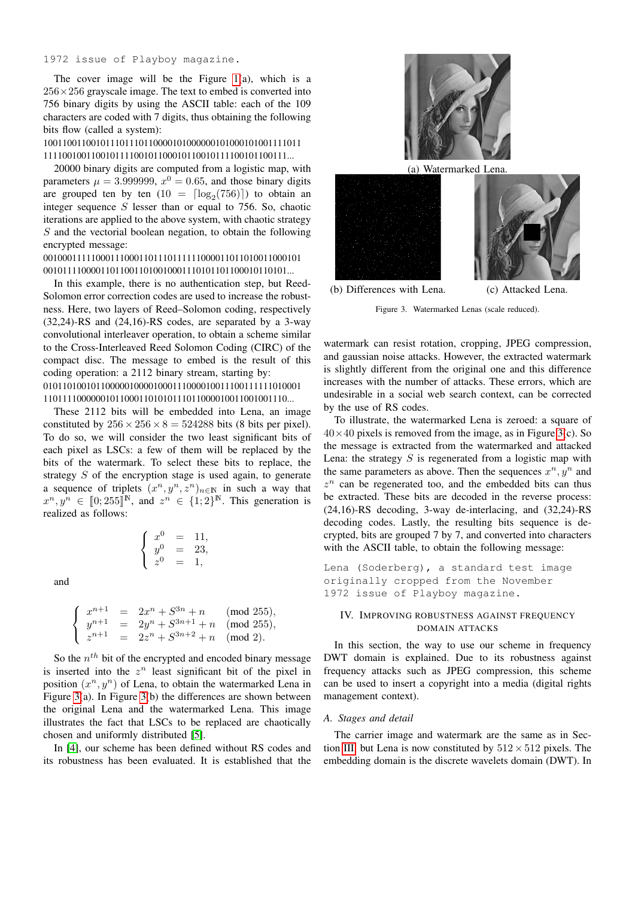```
1972 issue of Playboy magazine.
```

The cover image will be the Figure 1(a), which is a $256 \times 256$ grayscale image. The text to embed is converted into 756 binary digits by using the ASCII table: each of the 109 characters are coded with 7 digits, thus obtaining the following bits flow (called a system):

10011001100101110111011100001010000001010001010011111011 1111001001100101111001011000101100101111100101100111...

20000 binary digits are computed from a logistic map, with parameters $\mu = 3.999999$, $x^0 = 0.65$, and those binary digits are grouped ten by ten ($10 = \lceil \log_2(756) \rceil$) to obtain an integer sequence $S$ lesser than or equal to 756. So, chaotic iterations are applied to the above system, with chaotic strategy $S$ and the vectorial boolean negation, to obtain the following encrypted message:

0010001111100011100011011101111111000011011010011000101 0010111100001101100110100100011101011011000101101101...

In this example, there is no authentication step, but Reed-Solomon error correction codes are used to increase the robustness. Here, two layers of Reed–Solomon coding, respectively (32,24)-RS and (24,16)-RS codes, are separated by a 3-way convolutional interleaver operation, to obtain a scheme similar to the Cross-Interleaved Reed Solomon Coding (CIRC) of the compact disc. The message to embed is the result of this coding operation: a 2112 binary stream, starting by:

0101101001011000001000010001110000100111001111111010001 1101111000000101100011010101110110000100110010011110...

These 2112 bits will be embedded into Lena, an image constituted by $256 \times 256 \times 8 = 524288$ bits (8 bits per pixel). To do so, we will consider the two least significant bits of each pixel as LSCs: a few of them will be replaced by the bits of the watermark. To select these bits to replace, the strategy $S$ of the encryption stage is used again, to generate a sequence of triplets $(x^n, y^n, z^n)_{n \in \mathbb{N}}$ in such a way that $x^n, y^n \in [\![0; 255]\!]^{\mathbb{N}}$, and $z^n \in \{1; 2\}^{\mathbb{N}}$. This generation is realized as follows:

$$\left\{ \begin{array}{rcl} x^0 & = & 11, \\ y^0 & = & 23, \\ z^0 & = & 1, \end{array} \right.$$

and

$$\left\{ \begin{array}{rcll} x^{n+1} & = & 2x^n + S^{3n} + n & \pmod{255}, \\ y^{n+1} & = & 2y^n + S^{3n+1} + n & \pmod{255}, \\ z^{n+1} & = & 2z^n + S^{3n+2} + n & \pmod{2}. \end{array} \right.$$

So the $n^{th}$ bit of the encrypted and encoded binary message is inserted into the $z^n$ least significant bit of the pixel in position $(x^n, y^n)$ of Lena, to obtain the watermarked Lena in Figure 3(a). In Figure 3(b) the differences are shown between the original Lena and the watermarked Lena. This image illustrates the fact that LSCs to be replaced are chaotically chosen and uniformly distributed [5].

In [4], our scheme has been defined without RS codes and its robustness has been evaluated. It is established that the watermark can resist rotation, cropping, JPEG compression, and gaussian noise attacks. However, the extracted watermark is slightly different from the original one and this difference increases with the number of attacks. These errors, which are undesirable in a social web search context, can be corrected by the use of RS codes.

(a) Watermarked Lena.

(b) Differences with Lena.

(c) Attacked Lena.

Figure 3. Watermarked Lenas (scale reduced).

To illustrate, the watermarked Lena is zeroed: a square of $40 \times 40$ pixels is removed from the image, as in Figure 3(c). So the message is extracted from the watermarked and attacked Lena: the strategy $S$ is regenerated from a logistic map with the same parameters as above. Then the sequences $x^n, y^n$ and $z^n$ can be regenerated too, and the embedded bits can thus be extracted. These bits are decoded in the reverse process: (24,16)-RS decoding, 3-way de-interlacing, and (32,24)-RS decoding codes. Lastly, the resulting bits sequence is decrypted, bits are grouped 7 by 7, and converted into characters with the ASCII table, to obtain the following message:

```
Lena (Soderberg), a standard test image
originally cropped from the November
1972 issue of Playboy magazine.
```

## IV. Improving robustness against frequency domain attacks

In this section, the way to use our scheme in frequency DWT domain is explained. Due to its robustness against frequency attacks such as JPEG compression, this scheme can be used to insert a copyright into a media (digital rights management context).

### A. Stages and detail

The carrier image and watermark are the same as in Section III, but Lena is now constituted by $512 \times 512$ pixels. The embedding domain is the discrete wavelets domain (DWT). In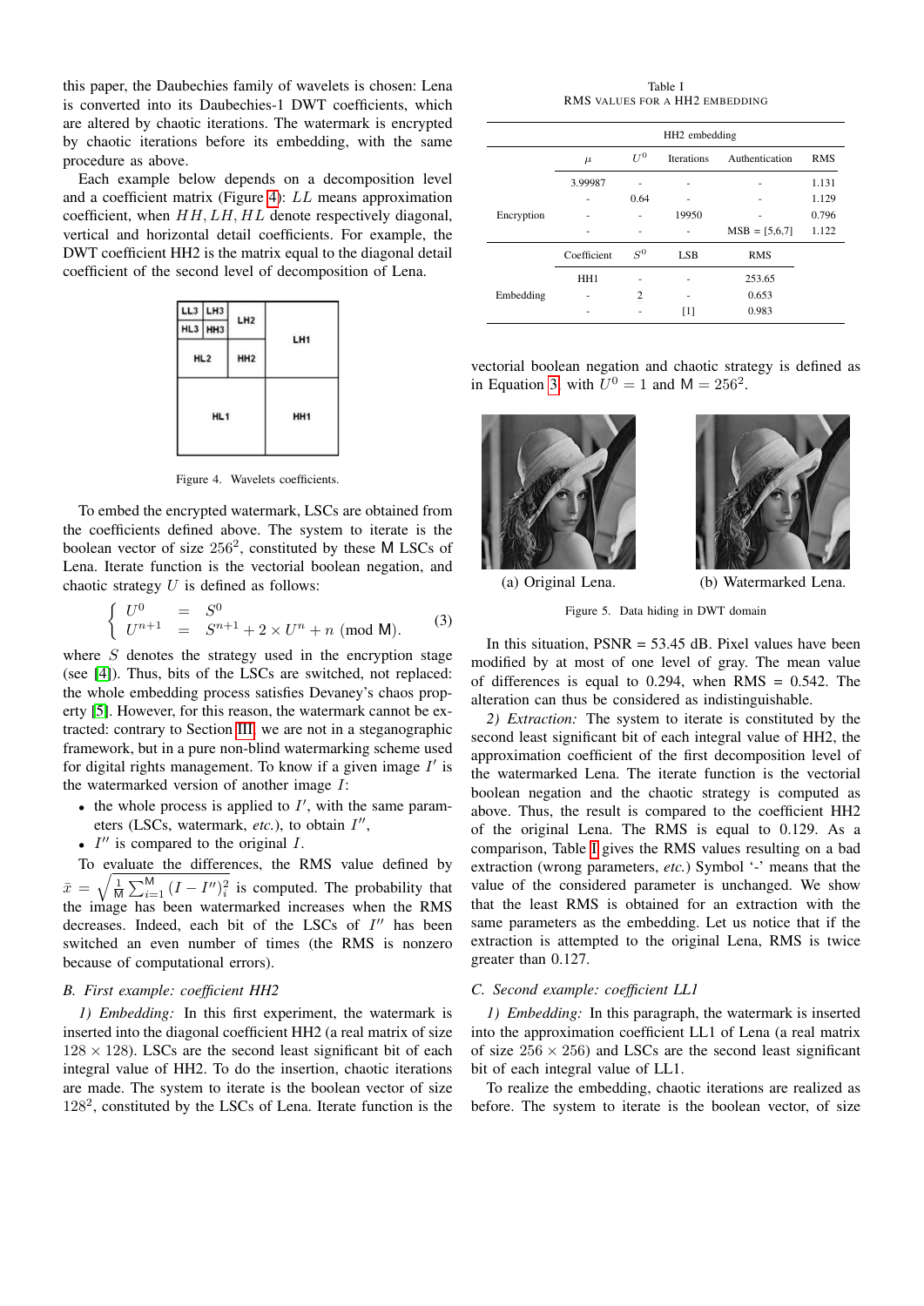this paper, the Daubechies family of wavelets is chosen: Lena is converted into its Daubechies-1 DWT coefficients, which are altered by chaotic iterations. The watermark is encrypted by chaotic iterations before its embedding, with the same procedure as above.

Each example below depends on a decomposition level and a coefficient matrix (Figure 4): $LL$ means approximation coefficient, when $HH, LH, HL$ denote respectively diagonal, vertical and horizontal detail coefficients. For example, the DWT coefficient HH2 is the matrix equal to the diagonal detail coefficient of the second level of decomposition of Lena.

Figure 4. Wavelets coefficients.

To embed the encrypted watermark, LSCs are obtained from the coefficients defined above. The system to iterate is the boolean vector of size $256^2$, constituted by these $\mathsf{M}$ LSCs of Lena. Iterate function is the vectorial boolean negation, and chaotic strategy $U$ is defined as follows:

$$\left\{ \begin{array}{rcl} U^0 & = & S^0 \\ U^{n+1} & = & S^{n+1} + 2 \times U^n + n \pmod{\mathsf{M}}. \end{array} \right. \quad (3)$$

where $S$ denotes the strategy used in the encryption stage (see [4]). Thus, bits of the LSCs are switched, not replaced: the whole embedding process satisfies Devaney's chaos property [5]. However, for this reason, the watermark cannot be extracted: contrary to Section III, we are not in a steganographic framework, but in a pure non-blind watermarking scheme used for digital rights management. To know if a given image $I'$ is the watermarked version of another image $I$:

- the whole process is applied to $I'$, with the same parameters (LSCs, watermark, *etc.*), to obtain $I''$,
- $I''$ is compared to the original $I$.

To evaluate the differences, the RMS value defined by $\bar{x} = \sqrt{\frac{1}{\mathsf{M}}\sum_{i=1}^{\mathsf{M}}(I-I'')_i^2}$ is computed. The probability that the image has been watermarked increases when the RMS decreases. Indeed, each bit of the LSCs of $I''$ has been switched an even number of times (the RMS is nonzero because of computational errors).

### B. First example: coefficient HH2

*1) Embedding:* In this first experiment, the watermark is inserted into the diagonal coefficient HH2 (a real matrix of size $128 \times 128$). LSCs are the second least significant bit of each integral value of HH2. To do the insertion, chaotic iterations are made. The system to iterate is the boolean vector of size $128^2$, constituted by the LSCs of Lena. Iterate function is the vectorial boolean negation and chaotic strategy is defined as in Equation 3 with $U^0 = 1$ and $\mathsf{M} = 256^2$.

Table I
RMS VALUES FOR A HH2 EMBEDDING

| HH2 embedding | | | | | |
|---|---|---|---|---|---|
| | $\mu$ | $U^0$ | Iterations | Authentication | RMS |
| Encryption | 3.99987 | - | - | - | 1.131 |
| | - | 0.64 | - | - | 1.129 |
| | - | - | 19950 | - | 0.796 |
| | - | - | - | MSB = [5,6,7] | 1.122 |
| | Coefficient | $S^0$ | LSB | RMS | |
| Embedding | HH1 | - | - | 253.65 | |
| | - | 2 | - | 0.653 | |
| | - | - | [1] | 0.983 | |

(a) Original Lena. (b) Watermarked Lena.

Figure 5. Data hiding in DWT domain

In this situation, PSNR = 53.45 dB. Pixel values have been modified by at most of one level of gray. The mean value of differences is equal to 0.294, when RMS = 0.542. The alteration can thus be considered as indistinguishable.

*2) Extraction:* The system to iterate is constituted by the second least significant bit of each integral value of HH2, the approximation coefficient of the first decomposition level of the watermarked Lena. The iterate function is the vectorial boolean negation and the chaotic strategy is computed as above. Thus, the result is compared to the coefficient HH2 of the original Lena. The RMS is equal to 0.129. As a comparison, Table I gives the RMS values resulting on a bad extraction (wrong parameters, *etc.*) Symbol '-' means that the value of the considered parameter is unchanged. We show that the least RMS is obtained for an extraction with the same parameters as the embedding. Let us notice that if the extraction is attempted to the original Lena, RMS is twice greater than 0.127.

### C. Second example: coefficient LL1

*1) Embedding:* In this paragraph, the watermark is inserted into the approximation coefficient LL1 of Lena (a real matrix of size $256 \times 256$) and LSCs are the second least significant bit of each integral value of LL1.

To realize the embedding, chaotic iterations are realized as before. The system to iterate is the boolean vector, of size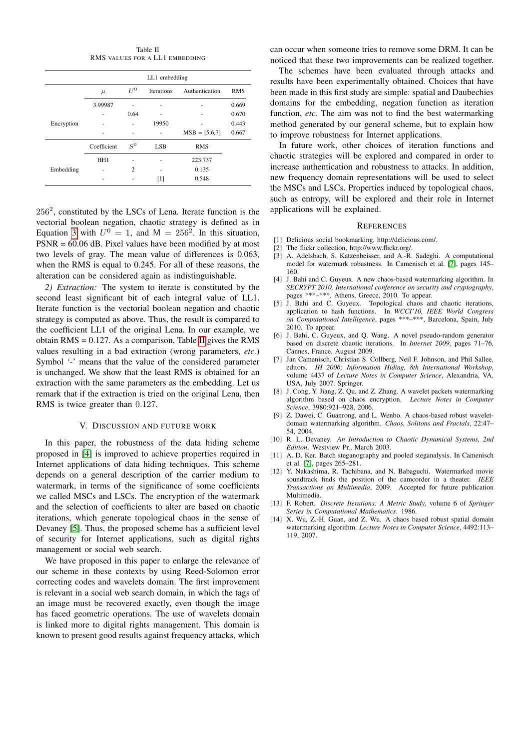Table II
RMS VALUES FOR A LL1 EMBEDDING

| | LL1 embedding | | | | |
|---|---|---|---|---|---|
| | $\mu$ | $U^0$ | Iterations | Authentication | RMS |
| Encryption | 3.99987 | - | - | - | 0.669 |
| | - | 0.64 | - | - | 0.670 |
| | - | - | 19950 | - | 0.443 |
| | - | - | - | MSB = [5,6,7] | 0.667 |
| | Coefficient | $S^0$ | LSB | RMS | |
| Embedding | HH1 | - | - | 223.737 | |
| | - | 2 | - | 0.135 | |
| | - | - | [1] | 0.548 | |

$256^2$, constituted by the LSCs of Lena. Iterate function is the vectorial boolean negation, chaotic strategy is defined as in Equation 3 with $U^0 = 1$, and $\mathsf{M} = 256^2$. In this situation, PSNR = 60.06 dB. Pixel values have been modified by at most two levels of gray. The mean value of differences is 0.063, when the RMS is equal to 0.245. For all of these reasons, the alteration can be considered again as indistinguishable.

*2) Extraction:* The system to iterate is constituted by the second least significant bit of each integral value of LL1. Iterate function is the vectorial boolean negation and chaotic strategy is computed as above. Thus, the result is compared to the coefficient LL1 of the original Lena. In our example, we obtain RMS = 0.127. As a comparison, Table II gives the RMS values resulting in a bad extraction (wrong parameters, *etc.*) Symbol '-' means that the value of the considered parameter is unchanged. We show that the least RMS is obtained for an extraction with the same parameters as the embedding. Let us remark that if the extraction is tried on the original Lena, then RMS is twice greater than 0.127.

## V. DISCUSSION AND FUTURE WORK

In this paper, the robustness of the data hiding scheme proposed in [4] is improved to achieve properties required in Internet applications of data hiding techniques. This scheme depends on a general description of the carrier medium to watermark, in terms of the significance of some coefficients we called MSCs and LSCs. The encryption of the watermark and the selection of coefficients to alter are based on chaotic iterations, which generate topological chaos in the sense of Devaney [5]. Thus, the proposed scheme has a sufficient level of security for Internet applications, such as digital rights management or social web search.

We have proposed in this paper to enlarge the relevance of our scheme in these contexts by using Reed-Solomon error correcting codes and wavelets domain. The first improvement is relevant in a social web search domain, in which the tags of an image must be recovered exactly, even though the image has faced geometric operations. The use of wavelets domain is linked more to digital rights management. This domain is known to present good results against frequency attacks, which can occur when someone tries to remove some DRM. It can be noticed that these two improvements can be realized together.

The schemes have been evaluated through attacks and results have been experimentally obtained. Choices that have been made in this first study are simple: spatial and Daubechies domains for the embedding, negation function as iteration function, *etc.* The aim was not to find the best watermarking method generated by our general scheme, but to explain how to improve robustness for Internet applications.

In future work, other choices of iteration functions and chaotic strategies will be explored and compared in order to increase authentication and robustness to attacks. In addition, new frequency domain representations will be used to select the MSCs and LSCs. Properties induced by topological chaos, such as entropy, will be explored and their role in Internet applications will be explained.

## REFERENCES

[1] Delicious social bookmarking, http://delicious.com/.

[2] The flickr collection, http://www.flickr.org/.

[3] A. Adelsbach, S. Katzenbeisser, and A.-R. Sadeghi. A computational model for watermark robustness. In Camenisch et al. [7], pages 145–160.

[4] J. Bahi and C. Guyeux. A new chaos-based watermarking algorithm. In *SECRYPT 2010, International conference on security and cryptography*, pages ***–***, Athens, Greece, 2010. To appear.

[5] J. Bahi and C. Guyeux. Topological chaos and chaotic iterations, application to hash functions. In *WCCI'10, IEEE World Congress on Computational Intelligence*, pages ***–***, Barcelona, Spain, July 2010. To appear.

[6] J. Bahi, C. Guyeux, and Q. Wang. A novel pseudo-random generator based on discrete chaotic iterations. In *Internet 2009*, pages 71–76, Cannes, France, August 2009.

[7] Jan Camenisch, Christian S. Collberg, Neil F. Johnson, and Phil Sallee, editors. *IH 2006: Information Hiding, 8th International Workshop*, volume 4437 of *Lecture Notes in Computer Science*, Alexandria, VA, USA, July 2007. Springer.

[8] J. Cong, Y. Jiang, Z. Qu, and Z. Zhang. A wavelet packets watermarking algorithm based on chaos encryption. *Lecture Notes in Computer Science*, 3980:921–928, 2006.

[9] Z. Dawei, C. Guanrong, and L. Wenbo. A chaos-based robust wavelet-domain watermarking algorithm. *Chaos, Solitons and Fractals*, 22:47–54, 2004.

[10] R. L. Devaney. *An Introduction to Chaotic Dynamical Systems, 2nd Edition*. Westview Pr., March 2003.

[11] A. D. Ker. Batch steganography and pooled steganalysis. In Camenisch et al. [7], pages 265–281.

[12] Y. Nakashima, R. Tachibana, and N. Babaguchi. Watermarked movie soundtrack finds the position of the camcorder in a theater. *IEEE Transactions on Multimedia*, 2009. Accepted for future publication Multimedia.

[13] F. Robert. *Discrete Iterations: A Metric Study*, volume 6 of *Springer Series in Computational Mathematics*. 1986.

[14] X. Wu, Z.-H. Guan, and Z. Wu. A chaos based robust spatial domain watermarking algorithm. *Lecture Notes in Computer Science*, 4492:113–119, 2007.